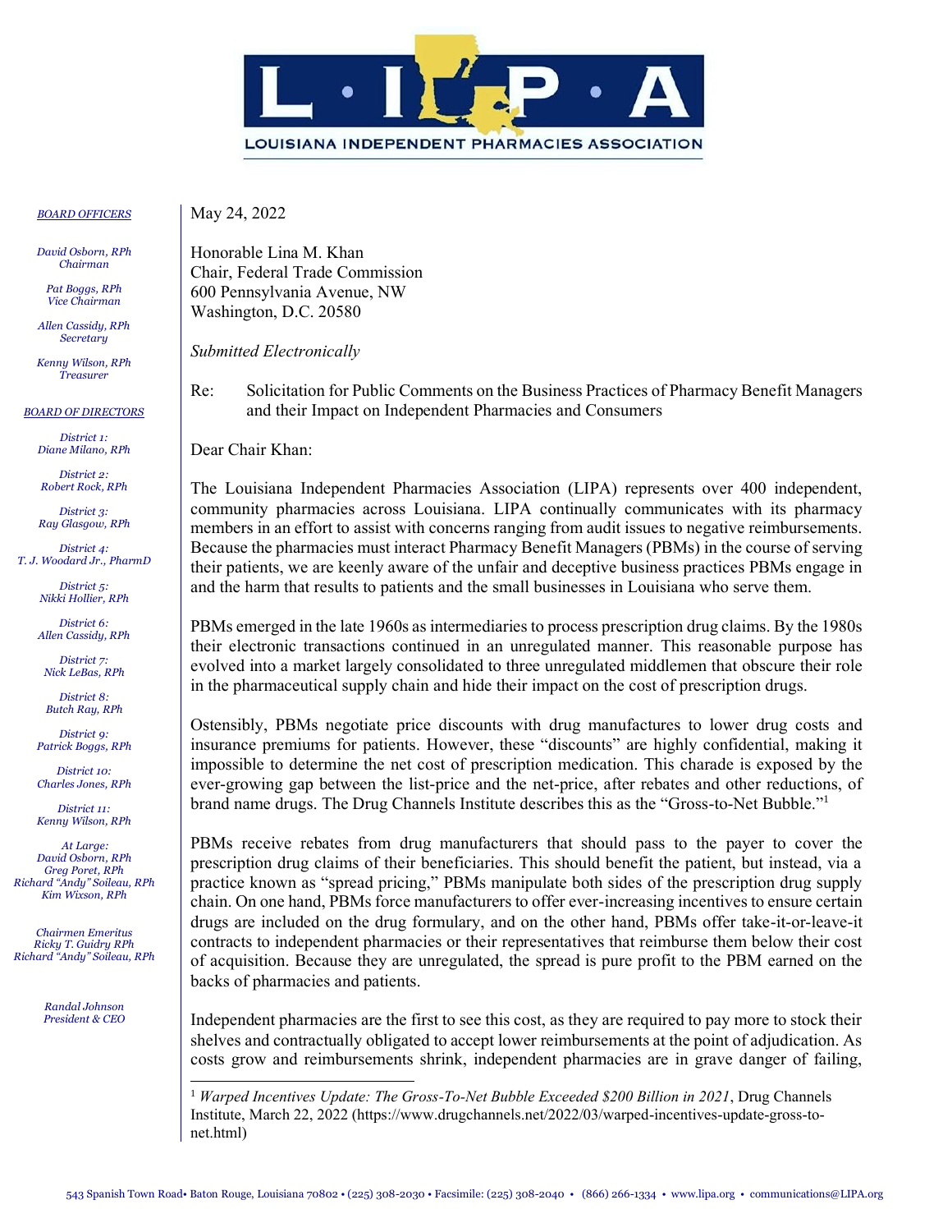LOUISIANA INDEPENDENT PHARMACIES ASSOCIATION

***BOARD OFFICERS***

*David Osborn, RPh*
*Chairman*

*Pat Boggs, RPh*
*Vice Chairman*

*Allen Cassidy, RPh*
*Secretary*

*Kenny Wilson, RPh*
*Treasurer*

***BOARD OF DIRECTORS***

*District 1:*
*Diane Milano, RPh*

*District 2:*
*Robert Rock, RPh*

*District 3:*
*Ray Glasgow, RPh*

*District 4:*
*T. J. Woodard Jr., PharmD*

*District 5:*
*Nikki Hollier, RPh*

*District 6:*
*Allen Cassidy, RPh*

*District 7:*
*Nick LeBas, RPh*

*District 8:*
*Butch Ray, RPh*

*District 9:*
*Patrick Boggs, RPh*

*District 10:*
*Charles Jones, RPh*

*District 11:*
*Kenny Wilson, RPh*

*At Large:*
*David Osborn, RPh*
*Greg Poret, RPh*
*Richard "Andy" Soileau, RPh*
*Kim Wixson, RPh*

*Chairmen Emeritus*
*Ricky T. Guidry RPh*
*Richard "Andy" Soileau, RPh*

*Randal Johnson*
*President & CEO*

May 24, 2022

Honorable Lina M. Khan
Chair, Federal Trade Commission
600 Pennsylvania Avenue, NW
Washington, D.C. 20580

*Submitted Electronically*

Re: Solicitation for Public Comments on the Business Practices of Pharmacy Benefit Managers and their Impact on Independent Pharmacies and Consumers

Dear Chair Khan:

The Louisiana Independent Pharmacies Association (LIPA) represents over 400 independent, community pharmacies across Louisiana. LIPA continually communicates with its pharmacy members in an effort to assist with concerns ranging from audit issues to negative reimbursements. Because the pharmacies must interact Pharmacy Benefit Managers (PBMs) in the course of serving their patients, we are keenly aware of the unfair and deceptive business practices PBMs engage in and the harm that results to patients and the small businesses in Louisiana who serve them.

PBMs emerged in the late 1960s as intermediaries to process prescription drug claims. By the 1980s their electronic transactions continued in an unregulated manner. This reasonable purpose has evolved into a market largely consolidated to three unregulated middlemen that obscure their role in the pharmaceutical supply chain and hide their impact on the cost of prescription drugs.

Ostensibly, PBMs negotiate price discounts with drug manufactures to lower drug costs and insurance premiums for patients. However, these "discounts" are highly confidential, making it impossible to determine the net cost of prescription medication. This charade is exposed by the ever-growing gap between the list-price and the net-price, after rebates and other reductions, of brand name drugs. The Drug Channels Institute describes this as the "Gross-to-Net Bubble."[1]

PBMs receive rebates from drug manufacturers that should pass to the payer to cover the prescription drug claims of their beneficiaries. This should benefit the patient, but instead, via a practice known as "spread pricing," PBMs manipulate both sides of the prescription drug supply chain. On one hand, PBMs force manufacturers to offer ever-increasing incentives to ensure certain drugs are included on the drug formulary, and on the other hand, PBMs offer take-it-or-leave-it contracts to independent pharmacies or their representatives that reimburse them below their cost of acquisition. Because they are unregulated, the spread is pure profit to the PBM earned on the backs of pharmacies and patients.

Independent pharmacies are the first to see this cost, as they are required to pay more to stock their shelves and contractually obligated to accept lower reimbursements at the point of adjudication. As costs grow and reimbursements shrink, independent pharmacies are in grave danger of failing,

---

[1] *Warped Incentives Update: The Gross-To-Net Bubble Exceeded $200 Billion in 2021*, Drug Channels Institute, March 22, 2022 (https://www.drugchannels.net/2022/03/warped-incentives-update-gross-to-net.html)

543 Spanish Town Road• Baton Rouge, Louisiana 70802 • (225) 308-2030 • Facsimile: (225) 308-2040 • (866) 266-1334 • www.lipa.org • communications@LIPA.org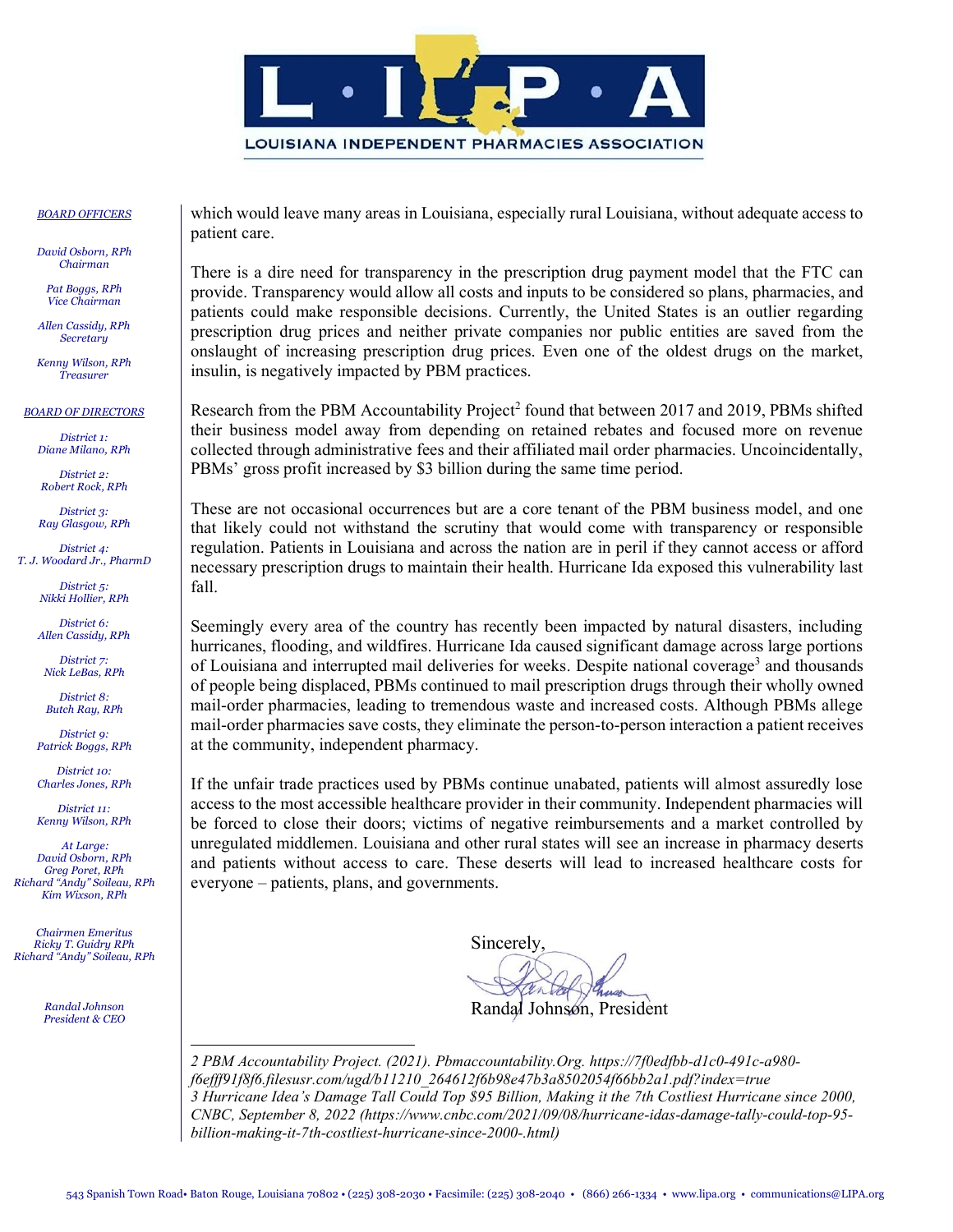LOUISIANA INDEPENDENT PHARMACIES ASSOCIATION

*BOARD OFFICERS*

*David Osborn, RPh*
*Chairman*

*Pat Boggs, RPh*
*Vice Chairman*

*Allen Cassidy, RPh*
*Secretary*

*Kenny Wilson, RPh*
*Treasurer*

*BOARD OF DIRECTORS*

*District 1:*
*Diane Milano, RPh*

*District 2:*
*Robert Rock, RPh*

*District 3:*
*Ray Glasgow, RPh*

*District 4:*
*T. J. Woodard Jr., PharmD*

*District 5:*
*Nikki Hollier, RPh*

*District 6:*
*Allen Cassidy, RPh*

*District 7:*
*Nick LeBas, RPh*

*District 8:*
*Butch Ray, RPh*

*District 9:*
*Patrick Boggs, RPh*

*District 10:*
*Charles Jones, RPh*

*District 11:*
*Kenny Wilson, RPh*

*At Large:*
*David Osborn, RPh*
*Greg Poret, RPh*
*Richard "Andy" Soileau, RPh*
*Kim Wixson, RPh*

*Chairmen Emeritus*
*Ricky T. Guidry RPh*
*Richard "Andy" Soileau, RPh*

*Randal Johnson*
*President & CEO*

which would leave many areas in Louisiana, especially rural Louisiana, without adequate access to patient care.

There is a dire need for transparency in the prescription drug payment model that the FTC can provide. Transparency would allow all costs and inputs to be considered so plans, pharmacies, and patients could make responsible decisions. Currently, the United States is an outlier regarding prescription drug prices and neither private companies nor public entities are saved from the onslaught of increasing prescription drug prices. Even one of the oldest drugs on the market, insulin, is negatively impacted by PBM practices.

Research from the PBM Accountability Project[2] found that between 2017 and 2019, PBMs shifted their business model away from depending on retained rebates and focused more on revenue collected through administrative fees and their affiliated mail order pharmacies. Uncoincidentally, PBMs' gross profit increased by $3 billion during the same time period.

These are not occasional occurrences but are a core tenant of the PBM business model, and one that likely could not withstand the scrutiny that would come with transparency or responsible regulation. Patients in Louisiana and across the nation are in peril if they cannot access or afford necessary prescription drugs to maintain their health. Hurricane Ida exposed this vulnerability last fall.

Seemingly every area of the country has recently been impacted by natural disasters, including hurricanes, flooding, and wildfires. Hurricane Ida caused significant damage across large portions of Louisiana and interrupted mail deliveries for weeks. Despite national coverage[3] and thousands of people being displaced, PBMs continued to mail prescription drugs through their wholly owned mail-order pharmacies, leading to tremendous waste and increased costs. Although PBMs allege mail-order pharmacies save costs, they eliminate the person-to-person interaction a patient receives at the community, independent pharmacy.

If the unfair trade practices used by PBMs continue unabated, patients will almost assuredly lose access to the most accessible healthcare provider in their community. Independent pharmacies will be forced to close their doors; victims of negative reimbursements and a market controlled by unregulated middlemen. Louisiana and other rural states will see an increase in pharmacy deserts and patients without access to care. These deserts will lead to increased healthcare costs for everyone – patients, plans, and governments.

Sincerely,

Randal Johnson, President

*2 PBM Accountability Project. (2021). Pbmaccountability.Org. https://7f0edfbb-d1c0-491c-a980-f6efff91f8f6.filesusr.com/ugd/b11210_264612f6b98e47b3a8502054f66bb2a1.pdf?index=true*
*3 Hurricane Idea's Damage Tall Could Top $95 Billion, Making it the 7th Costliest Hurricane since 2000, CNBC, September 8, 2022 (https://www.cnbc.com/2021/09/08/hurricane-idas-damage-tally-could-top-95-billion-making-it-7th-costliest-hurricane-since-2000-.html)*

543 Spanish Town Road• Baton Rouge, Louisiana 70802 • (225) 308-2030 • Facsimile: (225) 308-2040 • (866) 266-1334 • www.lipa.org • communications@LIPA.org